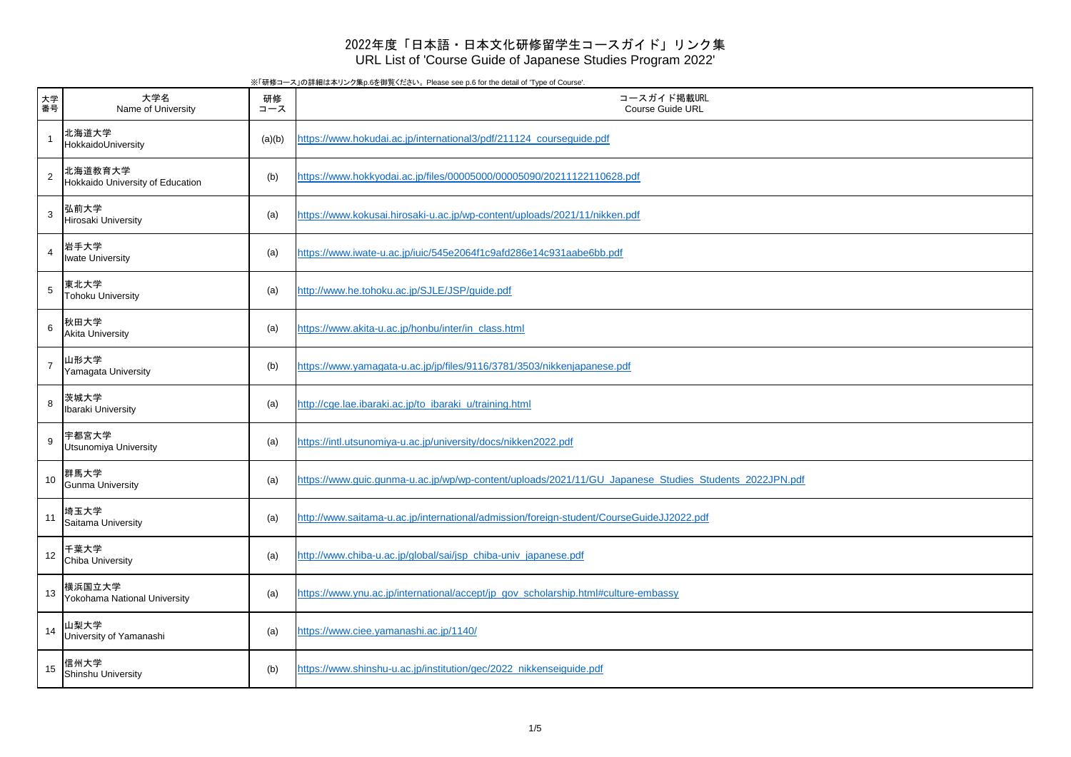# 2022年度「日本語・日本文化研修留学生コースガイド」リンク集
URL List of 'Course Guide of Japanese Studies Program 2022'

※「研修コース」の詳細は本リンク集p.6を御覧ください。Please see p.6 for the detail of 'Type of Course'.

| 大学番号 | 大学名<br>Name of University | 研修コース | コースガイド掲載URL<br>Course Guide URL |
|---|---|---|---|
| 1 | 北海道大学<br>HokkaidoUniversity | (a)(b) | https://www.hokudai.ac.jp/international3/pdf/211124_courseguide.pdf |
| 2 | 北海道教育大学<br>Hokkaido University of Education | (b) | https://www.hokkyodai.ac.jp/files/00005000/00005090/20211122110628.pdf |
| 3 | 弘前大学<br>Hirosaki University | (a) | https://www.kokusai.hirosaki-u.ac.jp/wp-content/uploads/2021/11/nikken.pdf |
| 4 | 岩手大学<br>Iwate University | (a) | https://www.iwate-u.ac.jp/iuic/545e2064f1c9afd286e14c931aabe6bb.pdf |
| 5 | 東北大学<br>Tohoku University | (a) | http://www.he.tohoku.ac.jp/SJLE/JSP/guide.pdf |
| 6 | 秋田大学<br>Akita University | (a) | https://www.akita-u.ac.jp/honbu/inter/in_class.html |
| 7 | 山形大学<br>Yamagata University | (b) | https://www.yamagata-u.ac.jp/jp/files/9116/3781/3503/nikkenjapanese.pdf |
| 8 | 茨城大学<br>Ibaraki University | (a) | http://cge.lae.ibaraki.ac.jp/to_ibaraki_u/training.html |
| 9 | 宇都宮大学<br>Utsunomiya University | (a) | https://intl.utsunomiya-u.ac.jp/university/docs/nikken2022.pdf |
| 10 | 群馬大学<br>Gunma University | (a) | https://www.guic.gunma-u.ac.jp/wp/wp-content/uploads/2021/11/GU_Japanese_Studies_Students_2022JPN.pdf |
| 11 | 埼玉大学<br>Saitama University | (a) | http://www.saitama-u.ac.jp/international/admission/foreign-student/CourseGuideJJ2022.pdf |
| 12 | 千葉大学<br>Chiba University | (a) | http://www.chiba-u.ac.jp/global/sai/jsp_chiba-univ_japanese.pdf |
| 13 | 横浜国立大学<br>Yokohama National University | (a) | https://www.ynu.ac.jp/international/accept/jp_gov_scholarship.html#culture-embassy |
| 14 | 山梨大学<br>University of Yamanashi | (a) | https://www.ciee.yamanashi.ac.jp/1140/ |
| 15 | 信州大学<br>Shinshu University | (b) | https://www.shinshu-u.ac.jp/institution/gec/2022_nikkenseiguide.pdf |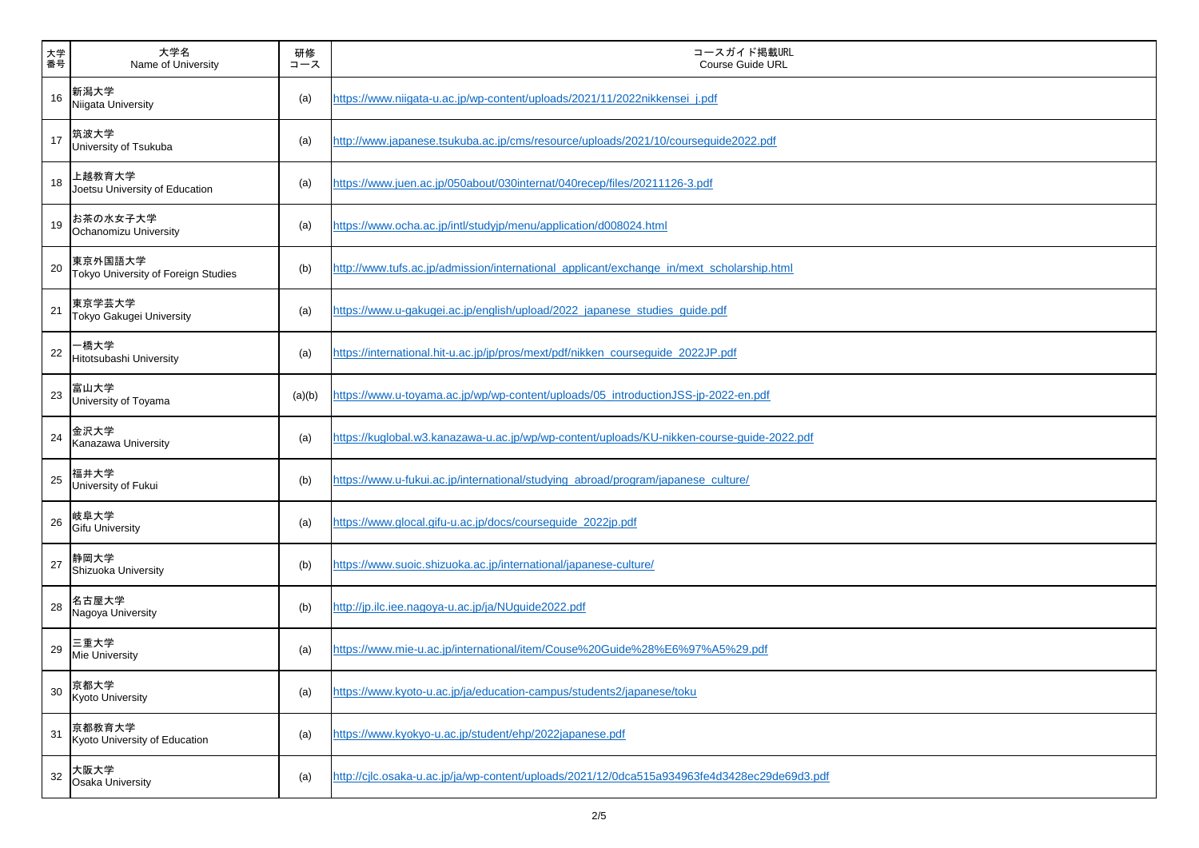| 大学番号 | 大学名<br>Name of University | 研修コース | コースガイド掲載URL<br>Course Guide URL |
|---|---|---|---|
| 16 | 新潟大学<br>Niigata University | (a) | https://www.niigata-u.ac.jp/wp-content/uploads/2021/11/2022nikkensei_j.pdf |
| 17 | 筑波大学<br>University of Tsukuba | (a) | http://www.japanese.tsukuba.ac.jp/cms/resource/uploads/2021/10/courseguide2022.pdf |
| 18 | 上越教育大学<br>Joetsu University of Education | (a) | https://www.juen.ac.jp/050about/030internat/040recep/files/20211126-3.pdf |
| 19 | お茶の水女子大学<br>Ochanomizu University | (a) | https://www.ocha.ac.jp/intl/studyjp/menu/application/d008024.html |
| 20 | 東京外国語大学<br>Tokyo University of Foreign Studies | (b) | http://www.tufs.ac.jp/admission/international_applicant/exchange_in/mext_scholarship.html |
| 21 | 東京学芸大学<br>Tokyo Gakugei University | (a) | https://www.u-gakugei.ac.jp/english/upload/2022_japanese_studies_guide.pdf |
| 22 | 一橋大学<br>Hitotsubashi University | (a) | https://international.hit-u.ac.jp/jp/pros/mext/pdf/nikken_courseguide_2022JP.pdf |
| 23 | 富山大学<br>University of Toyama | (a)(b) | https://www.u-toyama.ac.jp/wp/wp-content/uploads/05_introductionJSS-jp-2022-en.pdf |
| 24 | 金沢大学<br>Kanazawa University | (a) | https://kuglobal.w3.kanazawa-u.ac.jp/wp/wp-content/uploads/KU-nikken-course-guide-2022.pdf |
| 25 | 福井大学<br>University of Fukui | (b) | https://www.u-fukui.ac.jp/international/studying_abroad/program/japanese_culture/ |
| 26 | 岐阜大学<br>Gifu University | (a) | https://www.glocal.gifu-u.ac.jp/docs/courseguide_2022jp.pdf |
| 27 | 静岡大学<br>Shizuoka University | (b) | https://www.suoic.shizuoka.ac.jp/international/japanese-culture/ |
| 28 | 名古屋大学<br>Nagoya University | (b) | http://jp.ilc.iee.nagoya-u.ac.jp/ja/NUguide2022.pdf |
| 29 | 三重大学<br>Mie University | (a) | https://www.mie-u.ac.jp/international/item/Couse%20Guide%28%E6%97%A5%29.pdf |
| 30 | 京都大学<br>Kyoto University | (a) | https://www.kyoto-u.ac.jp/ja/education-campus/students2/japanese/toku |
| 31 | 京都教育大学<br>Kyoto University of Education | (a) | https://www.kyokyo-u.ac.jp/student/ehp/2022japanese.pdf |
| 32 | 大阪大学<br>Osaka University | (a) | http://cjlc.osaka-u.ac.jp/ja/wp-content/uploads/2021/12/0dca515a934963fe4d3428ec29de69d3.pdf |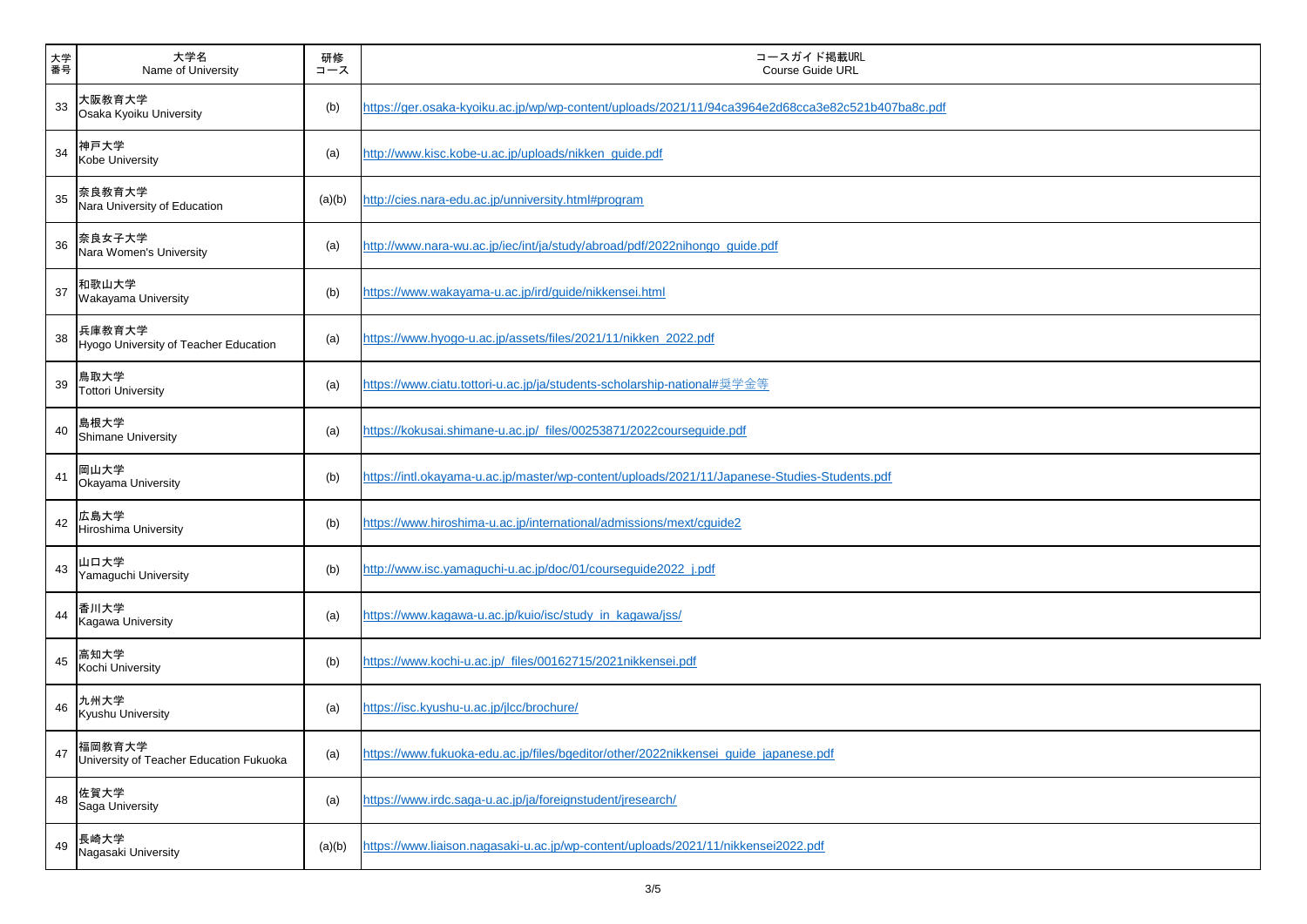| 大学番号 | 大学名<br>Name of University | 研修コース | コースガイド掲載URL<br>Course Guide URL |
|---|---|---|---|
| 33 | 大阪教育大学<br>Osaka Kyoiku University | (b) | https://ger.osaka-kyoiku.ac.jp/wp/wp-content/uploads/2021/11/94ca3964e2d68cca3e82c521b407ba8c.pdf |
| 34 | 神戸大学<br>Kobe University | (a) | http://www.kisc.kobe-u.ac.jp/uploads/nikken_guide.pdf |
| 35 | 奈良教育大学<br>Nara University of Education | (a)(b) | http://cies.nara-edu.ac.jp/unniversity.html#program |
| 36 | 奈良女子大学<br>Nara Women's University | (a) | http://www.nara-wu.ac.jp/iec/int/ja/study/abroad/pdf/2022nihongo_guide.pdf |
| 37 | 和歌山大学<br>Wakayama University | (b) | https://www.wakayama-u.ac.jp/ird/guide/nikkensei.html |
| 38 | 兵庫教育大学<br>Hyogo University of Teacher Education | (a) | https://www.hyogo-u.ac.jp/assets/files/2021/11/nikken_2022.pdf |
| 39 | 鳥取大学<br>Tottori University | (a) | https://www.ciatu.tottori-u.ac.jp/ja/students-scholarship-national#奨学金等 |
| 40 | 島根大学<br>Shimane University | (a) | https://kokusai.shimane-u.ac.jp/_files/00253871/2022courseguide.pdf |
| 41 | 岡山大学<br>Okayama University | (b) | https://intl.okayama-u.ac.jp/master/wp-content/uploads/2021/11/Japanese-Studies-Students.pdf |
| 42 | 広島大学<br>Hiroshima University | (b) | https://www.hiroshima-u.ac.jp/international/admissions/mext/cguide2 |
| 43 | 山口大学<br>Yamaguchi University | (b) | http://www.isc.yamaguchi-u.ac.jp/doc/01/courseguide2022_j.pdf |
| 44 | 香川大学<br>Kagawa University | (a) | https://www.kagawa-u.ac.jp/kuio/isc/study_in_kagawa/jss/ |
| 45 | 高知大学<br>Kochi University | (b) | https://www.kochi-u.ac.jp/_files/00162715/2021nikkensei.pdf |
| 46 | 九州大学<br>Kyushu University | (a) | https://isc.kyushu-u.ac.jp/jlcc/brochure/ |
| 47 | 福岡教育大学<br>University of Teacher Education Fukuoka | (a) | https://www.fukuoka-edu.ac.jp/files/bgeditor/other/2022nikkensei_guide_japanese.pdf |
| 48 | 佐賀大学<br>Saga University | (a) | https://www.irdc.saga-u.ac.jp/ja/foreignstudent/jresearch/ |
| 49 | 長崎大学<br>Nagasaki University | (a)(b) | https://www.liaison.nagasaki-u.ac.jp/wp-content/uploads/2021/11/nikkensei2022.pdf |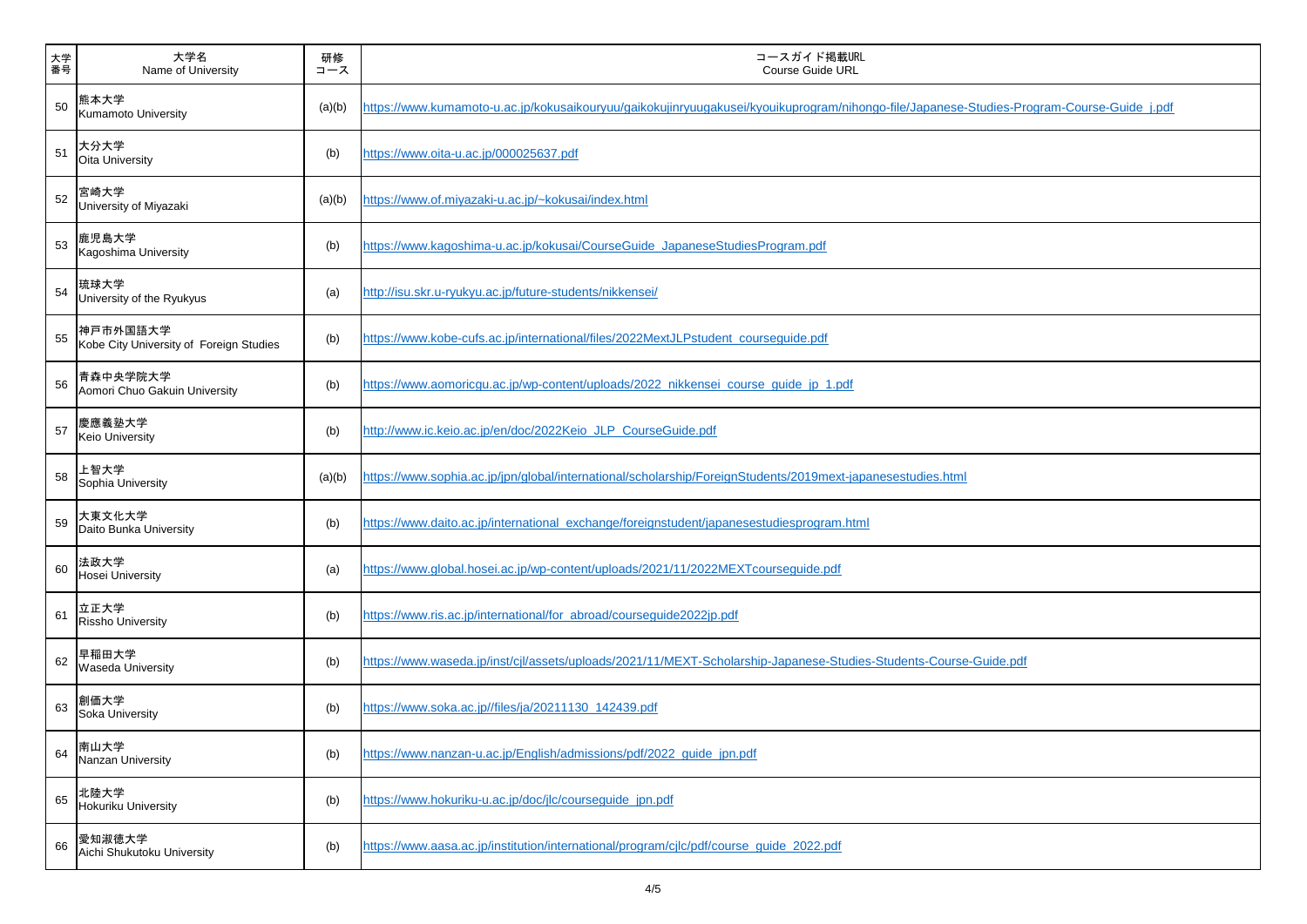| 大学番号 | 大学名<br>Name of University | 研修コース | コースガイド掲載URL<br>Course Guide URL |
|---|---|---|---|
| 50 | 熊本大学<br>Kumamoto University | (a)(b) | https://www.kumamoto-u.ac.jp/kokusaikouryuu/gaikokujinryuugakusei/kyouikuprogram/nihongo-file/Japanese-Studies-Program-Course-Guide_j.pdf |
| 51 | 大分大学<br>Oita University | (b) | https://www.oita-u.ac.jp/000025637.pdf |
| 52 | 宮崎大学<br>University of Miyazaki | (a)(b) | https://www.of.miyazaki-u.ac.jp/~kokusai/index.html |
| 53 | 鹿児島大学<br>Kagoshima University | (b) | https://www.kagoshima-u.ac.jp/kokusai/CourseGuide_JapaneseStudiesProgram.pdf |
| 54 | 琉球大学<br>University of the Ryukyus | (a) | http://isu.skr.u-ryukyu.ac.jp/future-students/nikkensei/ |
| 55 | 神戸市外国語大学<br>Kobe City University of Foreign Studies | (b) | https://www.kobe-cufs.ac.jp/international/files/2022MextJLPstudent_courseguide.pdf |
| 56 | 青森中央学院大学<br>Aomori Chuo Gakuin University | (b) | https://www.aomoricgu.ac.jp/wp-content/uploads/2022_nikkensei_course_guide_jp_1.pdf |
| 57 | 慶應義塾大学<br>Keio University | (b) | http://www.ic.keio.ac.jp/en/doc/2022Keio_JLP_CourseGuide.pdf |
| 58 | 上智大学<br>Sophia University | (a)(b) | https://www.sophia.ac.jp/jpn/global/international/scholarship/ForeignStudents/2019mext-japanesestudies.html |
| 59 | 大東文化大学<br>Daito Bunka University | (b) | https://www.daito.ac.jp/international_exchange/foreignstudent/japanesestudiesprogram.html |
| 60 | 法政大学<br>Hosei University | (a) | https://www.global.hosei.ac.jp/wp-content/uploads/2021/11/2022MEXTcourseguide.pdf |
| 61 | 立正大学<br>Rissho University | (b) | https://www.ris.ac.jp/international/for_abroad/courseguide2022jp.pdf |
| 62 | 早稲田大学<br>Waseda University | (b) | https://www.waseda.jp/inst/cjl/assets/uploads/2021/11/MEXT-Scholarship-Japanese-Studies-Students-Course-Guide.pdf |
| 63 | 創価大学<br>Soka University | (b) | https://www.soka.ac.jp//files/ja/20211130_142439.pdf |
| 64 | 南山大学<br>Nanzan University | (b) | https://www.nanzan-u.ac.jp/English/admissions/pdf/2022_guide_jpn.pdf |
| 65 | 北陸大学<br>Hokuriku University | (b) | https://www.hokuriku-u.ac.jp/doc/jlc/courseguide_jpn.pdf |
| 66 | 愛知淑徳大学<br>Aichi Shukutoku University | (b) | https://www.aasa.ac.jp/institution/international/program/cjlc/pdf/course_guide_2022.pdf |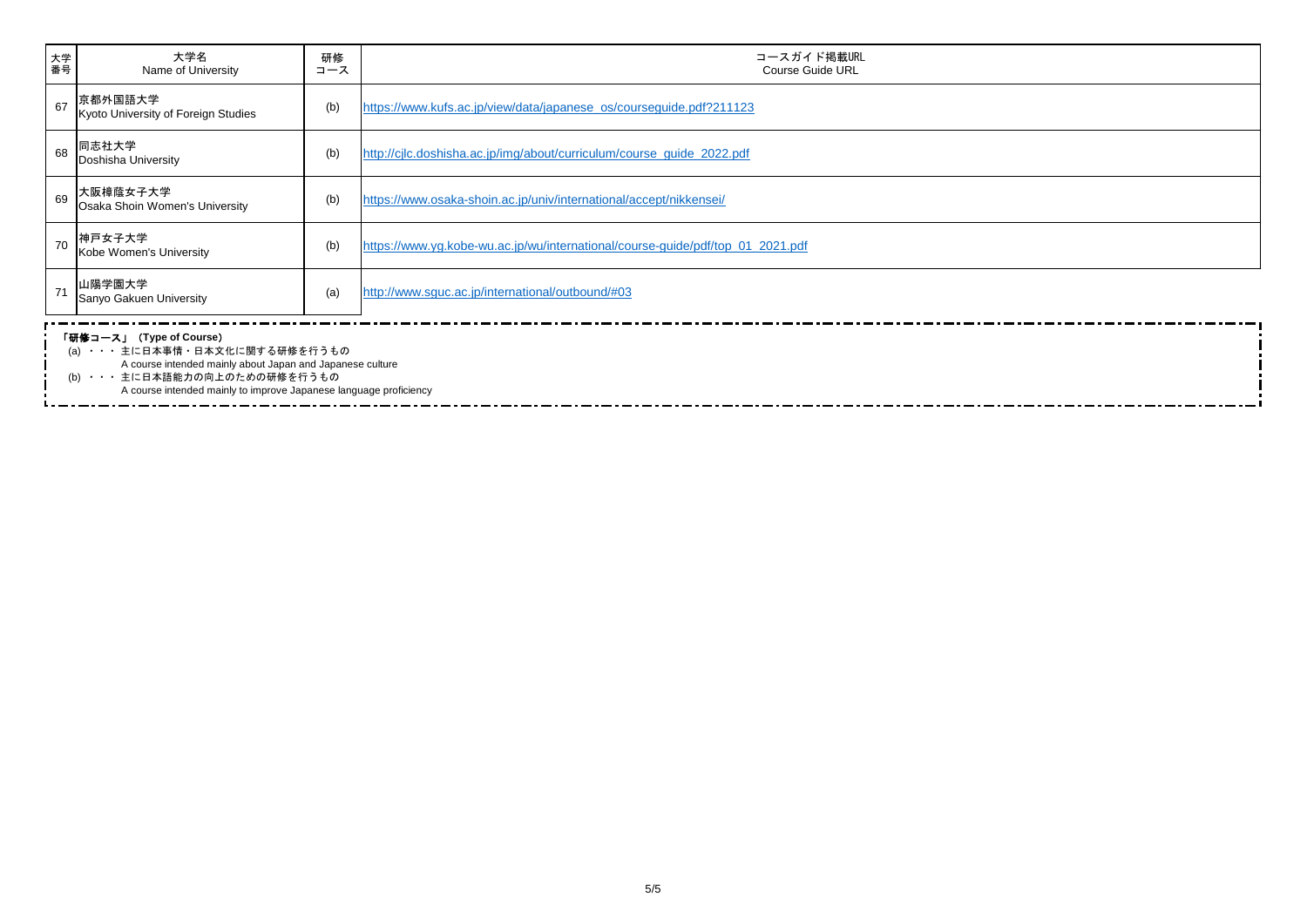| 大学番号 | 大学名<br>Name of University | 研修コース | コースガイド掲載URL<br>Course Guide URL |
|---|---|---|---|
| 67 | 京都外国語大学<br>Kyoto University of Foreign Studies | (b) | https://www.kufs.ac.jp/view/data/japanese_os/courseguide.pdf?211123 |
| 68 | 同志社大学<br>Doshisha University | (b) | http://cjlc.doshisha.ac.jp/img/about/curriculum/course_guide_2022.pdf |
| 69 | 大阪樟蔭女子大学<br>Osaka Shoin Women's University | (b) | https://www.osaka-shoin.ac.jp/univ/international/accept/nikkensei/ |
| 70 | 神戸女子大学<br>Kobe Women's University | (b) | https://www.yg.kobe-wu.ac.jp/wu/international/course-guide/pdf/top_01_2021.pdf |
| 71 | 山陽学園大学<br>Sanyo Gakuen University | (a) | http://www.sguc.ac.jp/international/outbound/#03 |

**「研修コース」（Type of Course）**

(a) ・・・ 主に日本事情・日本文化に関する研修を行うもの
A course intended mainly about Japan and Japanese culture

(b) ・・・ 主に日本語能力の向上のための研修を行うもの
A course intended mainly to improve Japanese language proficiency